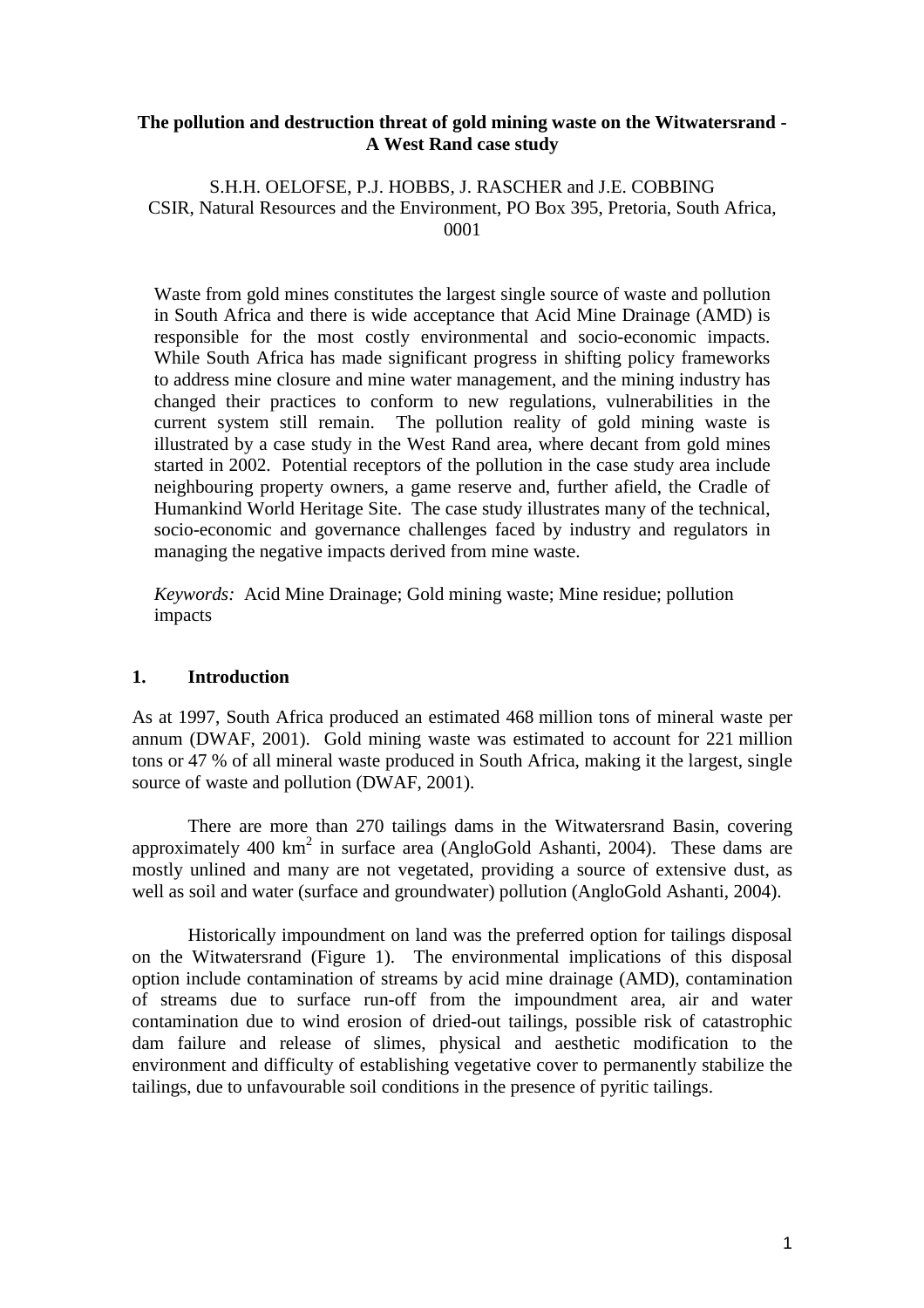# The pollution and destruction threat of gold mining waste on the Witwatersrand - A West Rand case study

S.H.H. OELOFSE, P.J. HOBBS, J. RASCHER and J.E. COBBING
CSIR, Natural Resources and the Environment, PO Box 395, Pretoria, South Africa, 0001

Waste from gold mines constitutes the largest single source of waste and pollution in South Africa and there is wide acceptance that Acid Mine Drainage (AMD) is responsible for the most costly environmental and socio-economic impacts. While South Africa has made significant progress in shifting policy frameworks to address mine closure and mine water management, and the mining industry has changed their practices to conform to new regulations, vulnerabilities in the current system still remain. The pollution reality of gold mining waste is illustrated by a case study in the West Rand area, where decant from gold mines started in 2002. Potential receptors of the pollution in the case study area include neighbouring property owners, a game reserve and, further afield, the Cradle of Humankind World Heritage Site. The case study illustrates many of the technical, socio-economic and governance challenges faced by industry and regulators in managing the negative impacts derived from mine waste.

*Keywords:* Acid Mine Drainage; Gold mining waste; Mine residue; pollution impacts

## 1. Introduction

As at 1997, South Africa produced an estimated 468 million tons of mineral waste per annum (DWAF, 2001). Gold mining waste was estimated to account for 221 million tons or 47 % of all mineral waste produced in South Africa, making it the largest, single source of waste and pollution (DWAF, 2001).

There are more than 270 tailings dams in the Witwatersrand Basin, covering approximately 400 $km^2$ in surface area (AngloGold Ashanti, 2004). These dams are mostly unlined and many are not vegetated, providing a source of extensive dust, as well as soil and water (surface and groundwater) pollution (AngloGold Ashanti, 2004).

Historically impoundment on land was the preferred option for tailings disposal on the Witwatersrand (Figure 1). The environmental implications of this disposal option include contamination of streams by acid mine drainage (AMD), contamination of streams due to surface run-off from the impoundment area, air and water contamination due to wind erosion of dried-out tailings, possible risk of catastrophic dam failure and release of slimes, physical and aesthetic modification to the environment and difficulty of establishing vegetative cover to permanently stabilize the tailings, due to unfavourable soil conditions in the presence of pyritic tailings.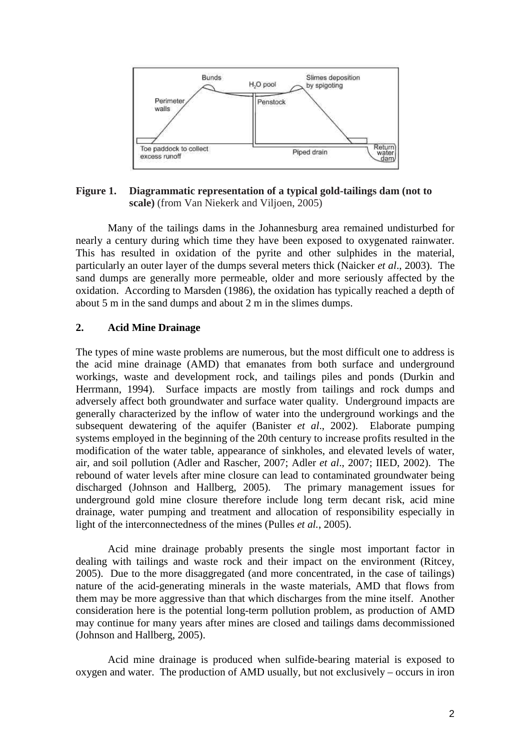**Figure 1. Diagrammatic representation of a typical gold-tailings dam (not to scale)** (from Van Niekerk and Viljoen, 2005)

Many of the tailings dams in the Johannesburg area remained undisturbed for nearly a century during which time they have been exposed to oxygenated rainwater. This has resulted in oxidation of the pyrite and other sulphides in the material, particularly an outer layer of the dumps several meters thick (Naicker *et al*., 2003). The sand dumps are generally more permeable, older and more seriously affected by the oxidation. According to Marsden (1986), the oxidation has typically reached a depth of about 5 m in the sand dumps and about 2 m in the slimes dumps.

## 2. Acid Mine Drainage

The types of mine waste problems are numerous, but the most difficult one to address is the acid mine drainage (AMD) that emanates from both surface and underground workings, waste and development rock, and tailings piles and ponds (Durkin and Herrmann, 1994). Surface impacts are mostly from tailings and rock dumps and adversely affect both groundwater and surface water quality. Underground impacts are generally characterized by the inflow of water into the underground workings and the subsequent dewatering of the aquifer (Banister *et al*., 2002). Elaborate pumping systems employed in the beginning of the 20th century to increase profits resulted in the modification of the water table, appearance of sinkholes, and elevated levels of water, air, and soil pollution (Adler and Rascher, 2007; Adler *et al*., 2007; IIED, 2002). The rebound of water levels after mine closure can lead to contaminated groundwater being discharged (Johnson and Hallberg, 2005). The primary management issues for underground gold mine closure therefore include long term decant risk, acid mine drainage, water pumping and treatment and allocation of responsibility especially in light of the interconnectedness of the mines (Pulles *et al.*, 2005).

Acid mine drainage probably presents the single most important factor in dealing with tailings and waste rock and their impact on the environment (Ritcey, 2005). Due to the more disaggregated (and more concentrated, in the case of tailings) nature of the acid-generating minerals in the waste materials, AMD that flows from them may be more aggressive than that which discharges from the mine itself. Another consideration here is the potential long-term pollution problem, as production of AMD may continue for many years after mines are closed and tailings dams decommissioned (Johnson and Hallberg, 2005).

Acid mine drainage is produced when sulfide-bearing material is exposed to oxygen and water. The production of AMD usually, but not exclusively – occurs in iron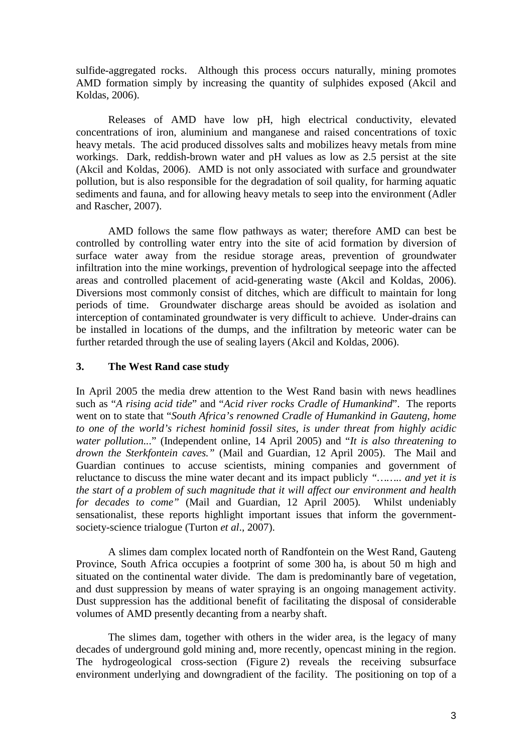sulfide-aggregated rocks. Although this process occurs naturally, mining promotes AMD formation simply by increasing the quantity of sulphides exposed (Akcil and Koldas, 2006).

Releases of AMD have low pH, high electrical conductivity, elevated concentrations of iron, aluminium and manganese and raised concentrations of toxic heavy metals. The acid produced dissolves salts and mobilizes heavy metals from mine workings. Dark, reddish-brown water and pH values as low as 2.5 persist at the site (Akcil and Koldas, 2006). AMD is not only associated with surface and groundwater pollution, but is also responsible for the degradation of soil quality, for harming aquatic sediments and fauna, and for allowing heavy metals to seep into the environment (Adler and Rascher, 2007).

AMD follows the same flow pathways as water; therefore AMD can best be controlled by controlling water entry into the site of acid formation by diversion of surface water away from the residue storage areas, prevention of groundwater infiltration into the mine workings, prevention of hydrological seepage into the affected areas and controlled placement of acid-generating waste (Akcil and Koldas, 2006). Diversions most commonly consist of ditches, which are difficult to maintain for long periods of time. Groundwater discharge areas should be avoided as isolation and interception of contaminated groundwater is very difficult to achieve. Under-drains can be installed in locations of the dumps, and the infiltration by meteoric water can be further retarded through the use of sealing layers (Akcil and Koldas, 2006).

## 3. The West Rand case study

In April 2005 the media drew attention to the West Rand basin with news headlines such as "*A rising acid tide*" and "*Acid river rocks Cradle of Humankind*". The reports went on to state that "*South Africa's renowned Cradle of Humankind in Gauteng, home to one of the world's richest hominid fossil sites, is under threat from highly acidic water pollution...*" (Independent online, 14 April 2005) and "*It is also threatening to drown the Sterkfontein caves."* (Mail and Guardian, 12 April 2005). The Mail and Guardian continues to accuse scientists, mining companies and government of reluctance to discuss the mine water decant and its impact publicly *"…….. and yet it is the start of a problem of such magnitude that it will affect our environment and health for decades to come"* (Mail and Guardian, 12 April 2005). Whilst undeniably sensationalist, these reports highlight important issues that inform the government-society-science trialogue (Turton *et al*., 2007).

A slimes dam complex located north of Randfontein on the West Rand, Gauteng Province, South Africa occupies a footprint of some 300 ha, is about 50 m high and situated on the continental water divide. The dam is predominantly bare of vegetation, and dust suppression by means of water spraying is an ongoing management activity. Dust suppression has the additional benefit of facilitating the disposal of considerable volumes of AMD presently decanting from a nearby shaft.

The slimes dam, together with others in the wider area, is the legacy of many decades of underground gold mining and, more recently, opencast mining in the region. The hydrogeological cross-section (Figure 2) reveals the receiving subsurface environment underlying and downgradient of the facility. The positioning on top of a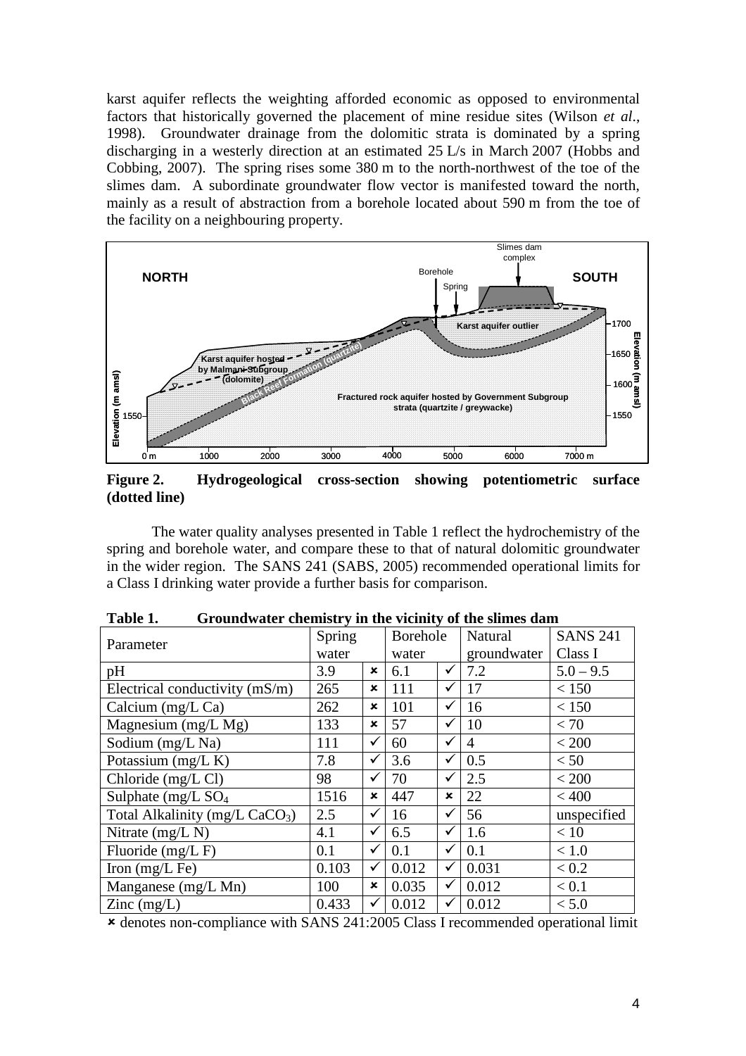karst aquifer reflects the weighting afforded economic as opposed to environmental factors that historically governed the placement of mine residue sites (Wilson *et al*., 1998). Groundwater drainage from the dolomitic strata is dominated by a spring discharging in a westerly direction at an estimated 25 L/s in March 2007 (Hobbs and Cobbing, 2007). The spring rises some 380 m to the north-northwest of the toe of the slimes dam. A subordinate groundwater flow vector is manifested toward the north, mainly as a result of abstraction from a borehole located about 590 m from the toe of the facility on a neighbouring property.

**Figure 2. Hydrogeological cross-section showing potentiometric surface (dotted line)**

The water quality analyses presented in Table 1 reflect the hydrochemistry of the spring and borehole water, and compare these to that of natural dolomitic groundwater in the wider region. The SANS 241 (SABS, 2005) recommended operational limits for a Class I drinking water provide a further basis for comparison.

**Table 1. Groundwater chemistry in the vicinity of the slimes dam**

| Parameter | Spring water | | Borehole water | | Natural groundwater | SANS 241 Class I |
|---|---|---|---|---|---|---|
| pH | 3.9 | ✖ | 6.1 | ✓ | 7.2 | 5.0 – 9.5 |
| Electrical conductivity (mS/m) | 265 | ✖ | 111 | ✓ | 17 | < 150 |
| Calcium (mg/L Ca) | 262 | ✖ | 101 | ✓ | 16 | < 150 |
| Magnesium (mg/L Mg) | 133 | ✖ | 57 | ✓ | 10 | < 70 |
| Sodium (mg/L Na) | 111 | ✓ | 60 | ✓ | 4 | < 200 |
| Potassium (mg/L K) | 7.8 | ✓ | 3.6 | ✓ | 0.5 | < 50 |
| Chloride (mg/L Cl) | 98 | ✓ | 70 | ✓ | 2.5 | < 200 |
| Sulphate (mg/L $SO_4$ | 1516 | ✖ | 447 | ✖ | 22 | < 400 |
| Total Alkalinity (mg/L $CaCO_3$) | 2.5 | ✓ | 16 | ✓ | 56 | unspecified |
| Nitrate (mg/L N) | 4.1 | ✓ | 6.5 | ✓ | 1.6 | < 10 |
| Fluoride (mg/L F) | 0.1 | ✓ | 0.1 | ✓ | 0.1 | < 1.0 |
| Iron (mg/L Fe) | 0.103 | ✓ | 0.012 | ✓ | 0.031 | < 0.2 |
| Manganese (mg/L Mn) | 100 | ✖ | 0.035 | ✓ | 0.012 | < 0.1 |
| Zinc (mg/L) | 0.433 | ✓ | 0.012 | ✓ | 0.012 | < 5.0 |

✖ denotes non-compliance with SANS 241:2005 Class I recommended operational limit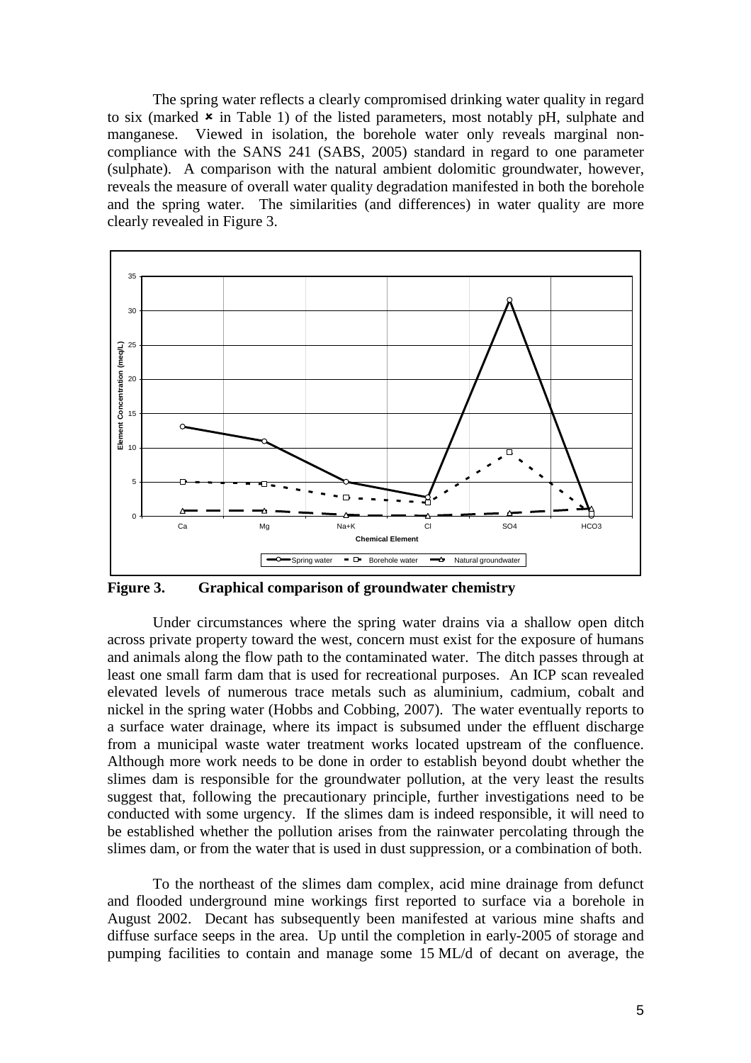The spring water reflects a clearly compromised drinking water quality in regard to six (marked ✖ in Table 1) of the listed parameters, most notably pH, sulphate and manganese. Viewed in isolation, the borehole water only reveals marginal non-compliance with the SANS 241 (SABS, 2005) standard in regard to one parameter (sulphate). A comparison with the natural ambient dolomitic groundwater, however, reveals the measure of overall water quality degradation manifested in both the borehole and the spring water. The similarities (and differences) in water quality are more clearly revealed in Figure 3.

**Figure 3. Graphical comparison of groundwater chemistry**

Under circumstances where the spring water drains via a shallow open ditch across private property toward the west, concern must exist for the exposure of humans and animals along the flow path to the contaminated water. The ditch passes through at least one small farm dam that is used for recreational purposes. An ICP scan revealed elevated levels of numerous trace metals such as aluminium, cadmium, cobalt and nickel in the spring water (Hobbs and Cobbing, 2007). The water eventually reports to a surface water drainage, where its impact is subsumed under the effluent discharge from a municipal waste water treatment works located upstream of the confluence. Although more work needs to be done in order to establish beyond doubt whether the slimes dam is responsible for the groundwater pollution, at the very least the results suggest that, following the precautionary principle, further investigations need to be conducted with some urgency. If the slimes dam is indeed responsible, it will need to be established whether the pollution arises from the rainwater percolating through the slimes dam, or from the water that is used in dust suppression, or a combination of both.

To the northeast of the slimes dam complex, acid mine drainage from defunct and flooded underground mine workings first reported to surface via a borehole in August 2002. Decant has subsequently been manifested at various mine shafts and diffuse surface seeps in the area. Up until the completion in early-2005 of storage and pumping facilities to contain and manage some 15 ML/d of decant on average, the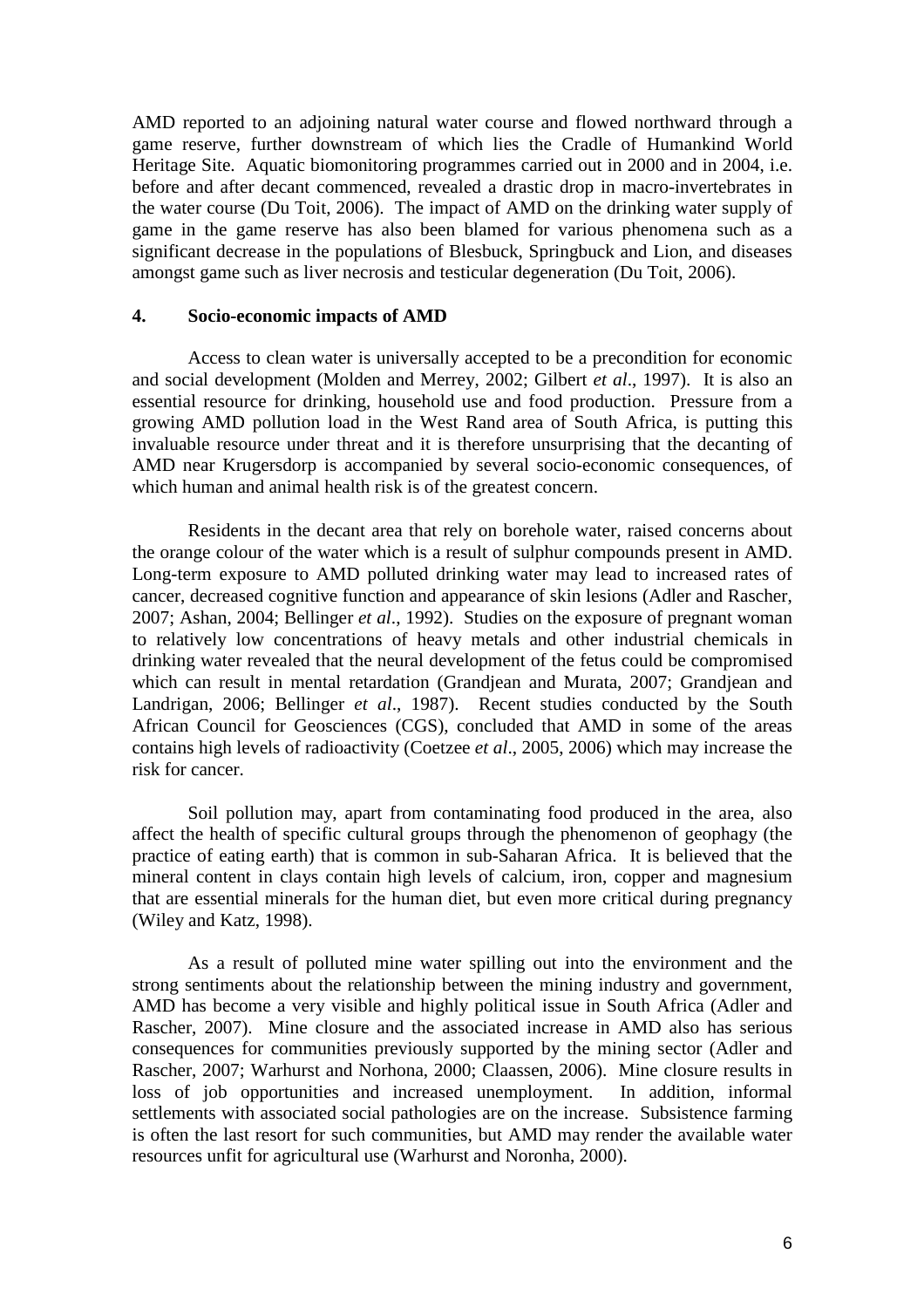AMD reported to an adjoining natural water course and flowed northward through a game reserve, further downstream of which lies the Cradle of Humankind World Heritage Site. Aquatic biomonitoring programmes carried out in 2000 and in 2004, i.e. before and after decant commenced, revealed a drastic drop in macro-invertebrates in the water course (Du Toit, 2006). The impact of AMD on the drinking water supply of game in the game reserve has also been blamed for various phenomena such as a significant decrease in the populations of Blesbuck, Springbuck and Lion, and diseases amongst game such as liver necrosis and testicular degeneration (Du Toit, 2006).

## 4. Socio-economic impacts of AMD

Access to clean water is universally accepted to be a precondition for economic and social development (Molden and Merrey, 2002; Gilbert *et al*., 1997). It is also an essential resource for drinking, household use and food production. Pressure from a growing AMD pollution load in the West Rand area of South Africa, is putting this invaluable resource under threat and it is therefore unsurprising that the decanting of AMD near Krugersdorp is accompanied by several socio-economic consequences, of which human and animal health risk is of the greatest concern.

Residents in the decant area that rely on borehole water, raised concerns about the orange colour of the water which is a result of sulphur compounds present in AMD. Long-term exposure to AMD polluted drinking water may lead to increased rates of cancer, decreased cognitive function and appearance of skin lesions (Adler and Rascher, 2007; Ashan, 2004; Bellinger *et al*., 1992). Studies on the exposure of pregnant woman to relatively low concentrations of heavy metals and other industrial chemicals in drinking water revealed that the neural development of the fetus could be compromised which can result in mental retardation (Grandjean and Murata, 2007; Grandjean and Landrigan, 2006; Bellinger *et al*., 1987). Recent studies conducted by the South African Council for Geosciences (CGS), concluded that AMD in some of the areas contains high levels of radioactivity (Coetzee *et al*., 2005, 2006) which may increase the risk for cancer.

Soil pollution may, apart from contaminating food produced in the area, also affect the health of specific cultural groups through the phenomenon of geophagy (the practice of eating earth) that is common in sub-Saharan Africa. It is believed that the mineral content in clays contain high levels of calcium, iron, copper and magnesium that are essential minerals for the human diet, but even more critical during pregnancy (Wiley and Katz, 1998).

As a result of polluted mine water spilling out into the environment and the strong sentiments about the relationship between the mining industry and government, AMD has become a very visible and highly political issue in South Africa (Adler and Rascher, 2007). Mine closure and the associated increase in AMD also has serious consequences for communities previously supported by the mining sector (Adler and Rascher, 2007; Warhurst and Norhona, 2000; Claassen, 2006). Mine closure results in loss of job opportunities and increased unemployment. In addition, informal settlements with associated social pathologies are on the increase. Subsistence farming is often the last resort for such communities, but AMD may render the available water resources unfit for agricultural use (Warhurst and Noronha, 2000).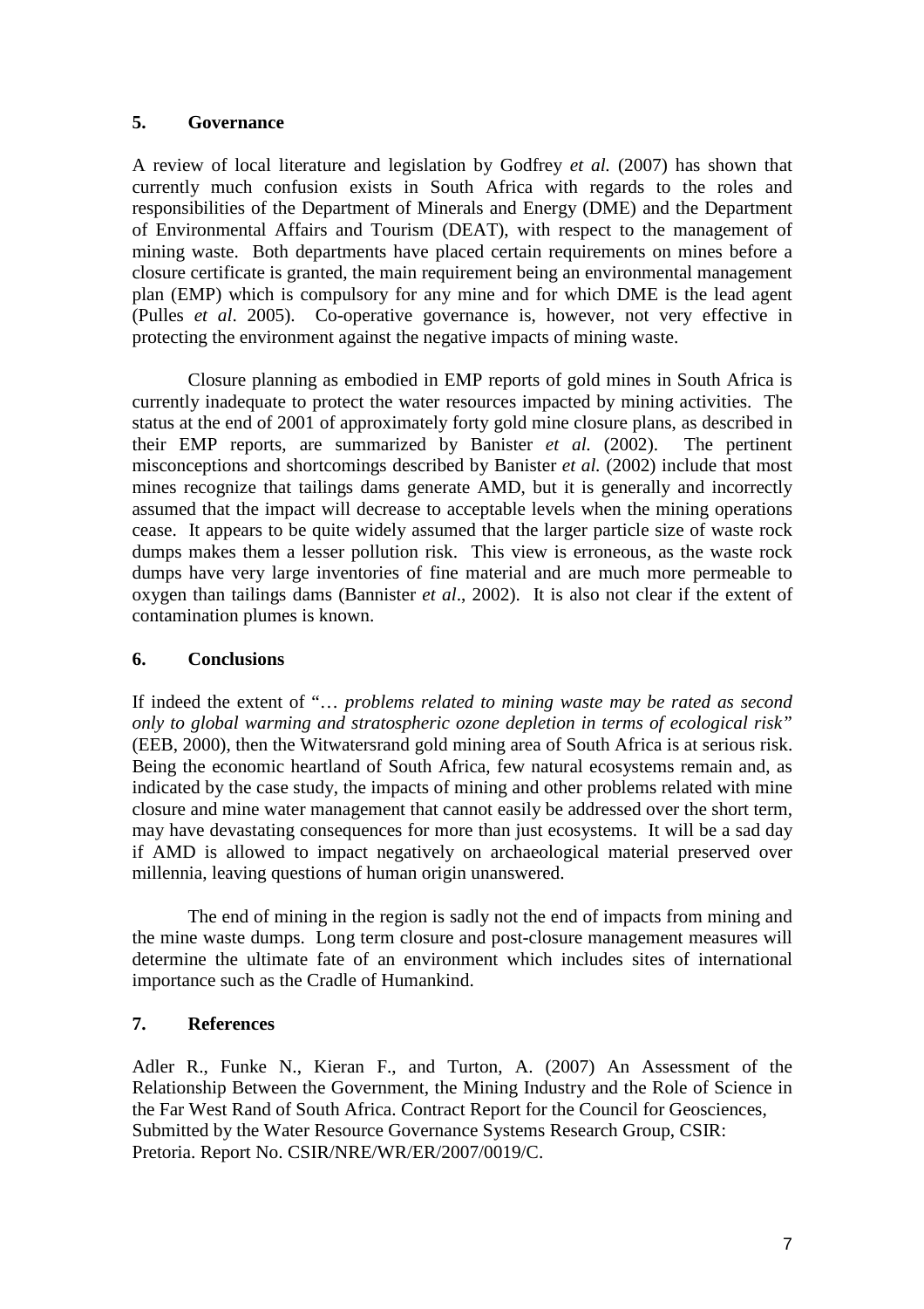## 5. Governance

A review of local literature and legislation by Godfrey *et al.* (2007) has shown that currently much confusion exists in South Africa with regards to the roles and responsibilities of the Department of Minerals and Energy (DME) and the Department of Environmental Affairs and Tourism (DEAT), with respect to the management of mining waste. Both departments have placed certain requirements on mines before a closure certificate is granted, the main requirement being an environmental management plan (EMP) which is compulsory for any mine and for which DME is the lead agent (Pulles *et al*. 2005). Co-operative governance is, however, not very effective in protecting the environment against the negative impacts of mining waste.

Closure planning as embodied in EMP reports of gold mines in South Africa is currently inadequate to protect the water resources impacted by mining activities. The status at the end of 2001 of approximately forty gold mine closure plans, as described in their EMP reports, are summarized by Banister *et al.* (2002). The pertinent misconceptions and shortcomings described by Banister *et al.* (2002) include that most mines recognize that tailings dams generate AMD, but it is generally and incorrectly assumed that the impact will decrease to acceptable levels when the mining operations cease. It appears to be quite widely assumed that the larger particle size of waste rock dumps makes them a lesser pollution risk. This view is erroneous, as the waste rock dumps have very large inventories of fine material and are much more permeable to oxygen than tailings dams (Bannister *et al*., 2002). It is also not clear if the extent of contamination plumes is known.

## 6. Conclusions

If indeed the extent of "*… problems related to mining waste may be rated as second only to global warming and stratospheric ozone depletion in terms of ecological risk"* (EEB, 2000), then the Witwatersrand gold mining area of South Africa is at serious risk. Being the economic heartland of South Africa, few natural ecosystems remain and, as indicated by the case study, the impacts of mining and other problems related with mine closure and mine water management that cannot easily be addressed over the short term, may have devastating consequences for more than just ecosystems. It will be a sad day if AMD is allowed to impact negatively on archaeological material preserved over millennia, leaving questions of human origin unanswered.

The end of mining in the region is sadly not the end of impacts from mining and the mine waste dumps. Long term closure and post-closure management measures will determine the ultimate fate of an environment which includes sites of international importance such as the Cradle of Humankind.

## 7. References

Adler R., Funke N., Kieran F., and Turton, A. (2007) An Assessment of the Relationship Between the Government, the Mining Industry and the Role of Science in the Far West Rand of South Africa. Contract Report for the Council for Geosciences, Submitted by the Water Resource Governance Systems Research Group, CSIR: Pretoria. Report No. CSIR/NRE/WR/ER/2007/0019/C.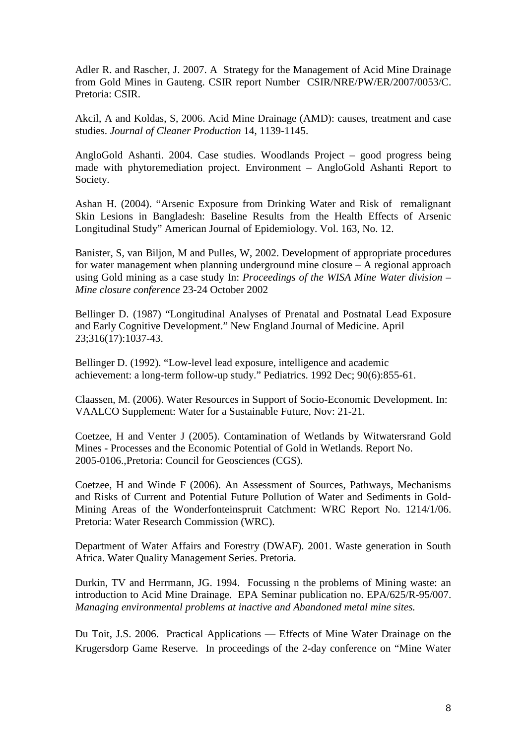Adler R. and Rascher, J. 2007. A Strategy for the Management of Acid Mine Drainage from Gold Mines in Gauteng. CSIR report Number CSIR/NRE/PW/ER/2007/0053/C. Pretoria: CSIR.

Akcil, A and Koldas, S, 2006. Acid Mine Drainage (AMD): causes, treatment and case studies. *Journal of Cleaner Production* 14, 1139-1145.

AngloGold Ashanti. 2004. Case studies. Woodlands Project – good progress being made with phytoremediation project. Environment – AngloGold Ashanti Report to Society.

Ashan H. (2004). "Arsenic Exposure from Drinking Water and Risk of remalignant Skin Lesions in Bangladesh: Baseline Results from the Health Effects of Arsenic Longitudinal Study" American Journal of Epidemiology. Vol. 163, No. 12.

Banister, S, van Biljon, M and Pulles, W, 2002. Development of appropriate procedures for water management when planning underground mine closure – A regional approach using Gold mining as a case study In: *Proceedings of the WISA Mine Water division – Mine closure conference* 23-24 October 2002

Bellinger D. (1987) "Longitudinal Analyses of Prenatal and Postnatal Lead Exposure and Early Cognitive Development." New England Journal of Medicine. April 23;316(17):1037-43.

Bellinger D. (1992). "Low-level lead exposure, intelligence and academic achievement: a long-term follow-up study." Pediatrics. 1992 Dec; 90(6):855-61.

Claassen, M. (2006). Water Resources in Support of Socio-Economic Development. In: VAALCO Supplement: Water for a Sustainable Future, Nov: 21-21.

Coetzee, H and Venter J (2005). Contamination of Wetlands by Witwatersrand Gold Mines - Processes and the Economic Potential of Gold in Wetlands. Report No. 2005-0106.,Pretoria: Council for Geosciences (CGS).

Coetzee, H and Winde F (2006). An Assessment of Sources, Pathways, Mechanisms and Risks of Current and Potential Future Pollution of Water and Sediments in Gold-Mining Areas of the Wonderfonteinspruit Catchment: WRC Report No. 1214/1/06. Pretoria: Water Research Commission (WRC).

Department of Water Affairs and Forestry (DWAF). 2001. Waste generation in South Africa. Water Quality Management Series. Pretoria.

Durkin, TV and Herrmann, JG. 1994. Focussing n the problems of Mining waste: an introduction to Acid Mine Drainage. EPA Seminar publication no. EPA/625/R-95/007. *Managing environmental problems at inactive and Abandoned metal mine sites.*

Du Toit, J.S. 2006. Practical Applications — Effects of Mine Water Drainage on the Krugersdorp Game Reserve. In proceedings of the 2-day conference on "Mine Water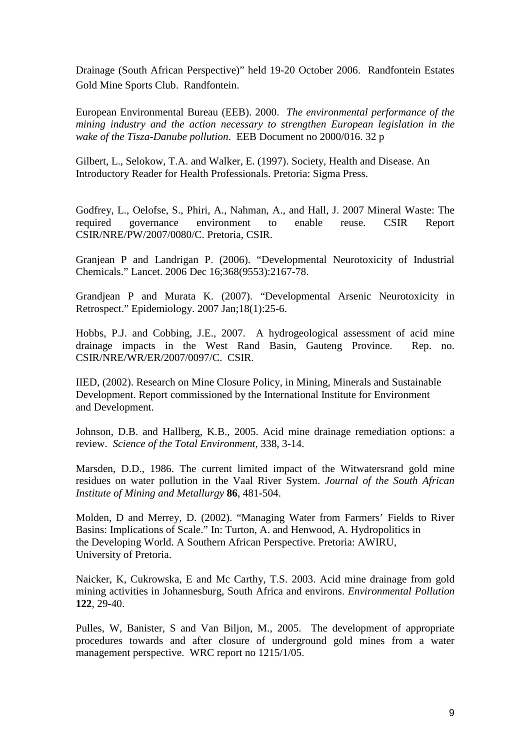Drainage (South African Perspective)" held 19-20 October 2006. Randfontein Estates Gold Mine Sports Club. Randfontein.

European Environmental Bureau (EEB). 2000. *The environmental performance of the mining industry and the action necessary to strengthen European legislation in the wake of the Tisza-Danube pollution*. EEB Document no 2000/016. 32 p

Gilbert, L., Selokow, T.A. and Walker, E. (1997). Society, Health and Disease. An Introductory Reader for Health Professionals. Pretoria: Sigma Press.

Godfrey, L., Oelofse, S., Phiri, A., Nahman, A., and Hall, J. 2007 Mineral Waste: The required governance environment to enable reuse. CSIR Report CSIR/NRE/PW/2007/0080/C. Pretoria, CSIR.

Granjean P and Landrigan P. (2006). "Developmental Neurotoxicity of Industrial Chemicals." Lancet. 2006 Dec 16;368(9553):2167-78.

Grandjean P and Murata K. (2007). "Developmental Arsenic Neurotoxicity in Retrospect." Epidemiology. 2007 Jan;18(1):25-6.

Hobbs, P.J. and Cobbing, J.E., 2007. A hydrogeological assessment of acid mine drainage impacts in the West Rand Basin, Gauteng Province. Rep. no. CSIR/NRE/WR/ER/2007/0097/C. CSIR.

IIED, (2002). Research on Mine Closure Policy, in Mining, Minerals and Sustainable Development. Report commissioned by the International Institute for Environment and Development.

Johnson, D.B. and Hallberg, K.B., 2005. Acid mine drainage remediation options: a review. *Science of the Total Environment*, 338, 3-14.

Marsden, D.D., 1986. The current limited impact of the Witwatersrand gold mine residues on water pollution in the Vaal River System. *Journal of the South African Institute of Mining and Metallurgy* **86**, 481-504.

Molden, D and Merrey, D. (2002). "Managing Water from Farmers' Fields to River Basins: Implications of Scale." In: Turton, A. and Henwood, A. Hydropolitics in the Developing World. A Southern African Perspective. Pretoria: AWIRU, University of Pretoria.

Naicker, K, Cukrowska, E and Mc Carthy, T.S. 2003. Acid mine drainage from gold mining activities in Johannesburg, South Africa and environs. *Environmental Pollution* **122**, 29-40.

Pulles, W, Banister, S and Van Biljon, M., 2005. The development of appropriate procedures towards and after closure of underground gold mines from a water management perspective. WRC report no 1215/1/05.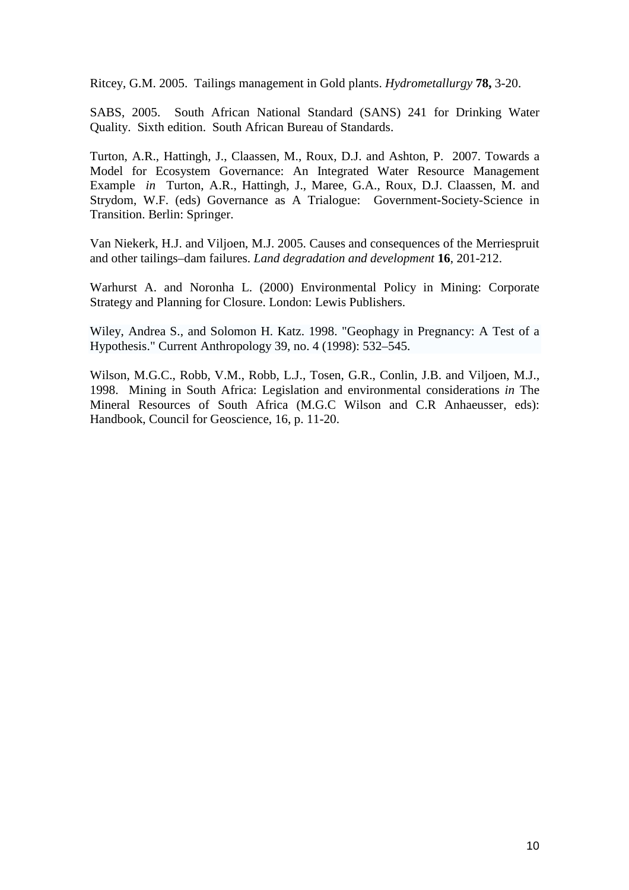Ritcey, G.M. 2005. Tailings management in Gold plants. *Hydrometallurgy* **78,** 3-20.

SABS, 2005. South African National Standard (SANS) 241 for Drinking Water Quality. Sixth edition. South African Bureau of Standards.

Turton, A.R., Hattingh, J., Claassen, M., Roux, D.J. and Ashton, P. 2007. Towards a Model for Ecosystem Governance: An Integrated Water Resource Management Example *in* Turton, A.R., Hattingh, J., Maree, G.A., Roux, D.J. Claassen, M. and Strydom, W.F. (eds) Governance as A Trialogue: Government-Society-Science in Transition. Berlin: Springer.

Van Niekerk, H.J. and Viljoen, M.J. 2005. Causes and consequences of the Merriespruit and other tailings–dam failures. *Land degradation and development* **16**, 201-212.

Warhurst A. and Noronha L. (2000) Environmental Policy in Mining: Corporate Strategy and Planning for Closure. London: Lewis Publishers.

Wiley, Andrea S., and Solomon H. Katz. 1998. "Geophagy in Pregnancy: A Test of a Hypothesis." Current Anthropology 39, no. 4 (1998): 532–545.

Wilson, M.G.C., Robb, V.M., Robb, L.J., Tosen, G.R., Conlin, J.B. and Viljoen, M.J., 1998. Mining in South Africa: Legislation and environmental considerations *in* The Mineral Resources of South Africa (M.G.C Wilson and C.R Anhaeusser, eds): Handbook, Council for Geoscience, 16, p. 11-20.